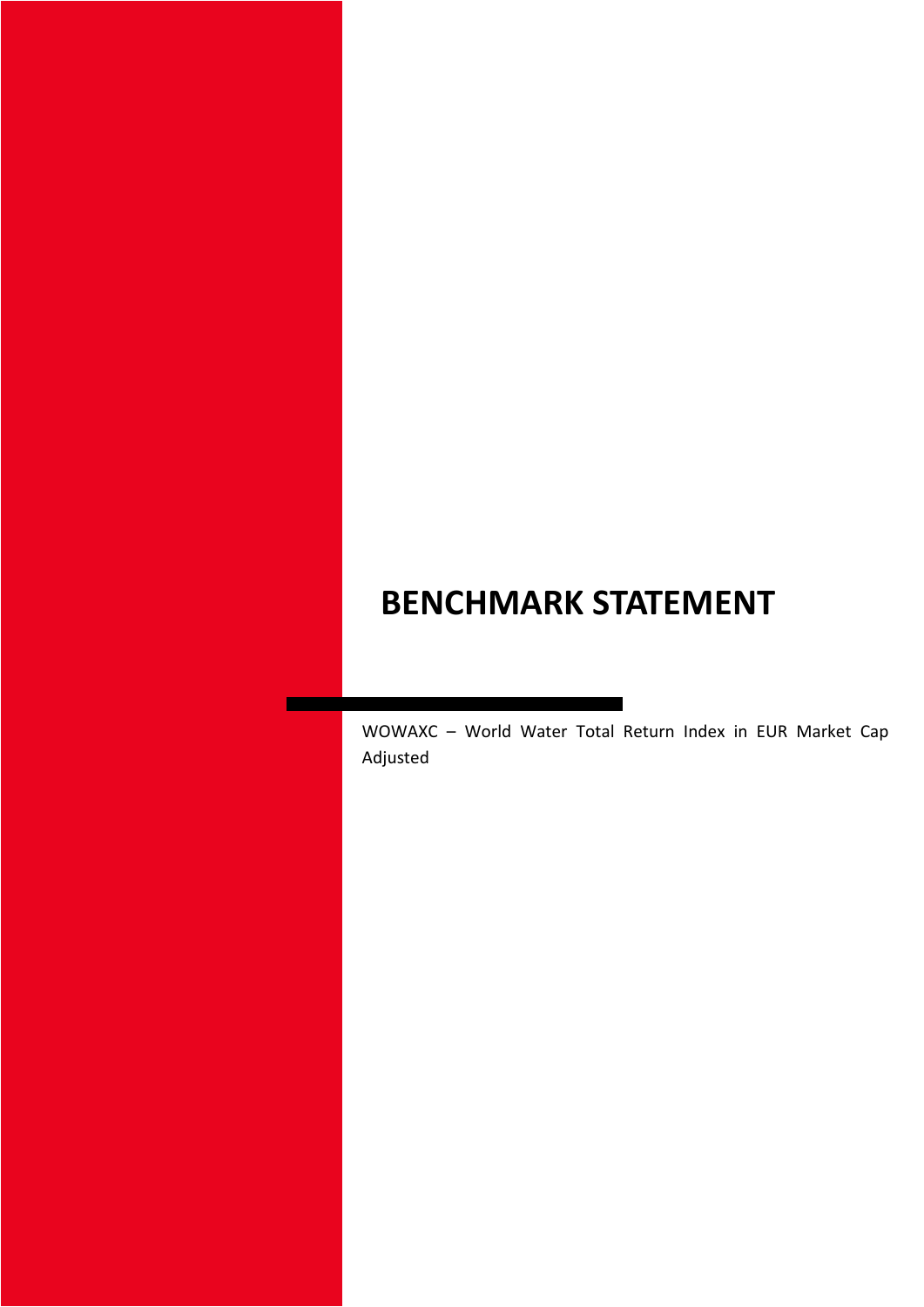# BENCHMARK STATEMENT

WOWAXC – World Water Total Return Index in EUR Market Cap Adjusted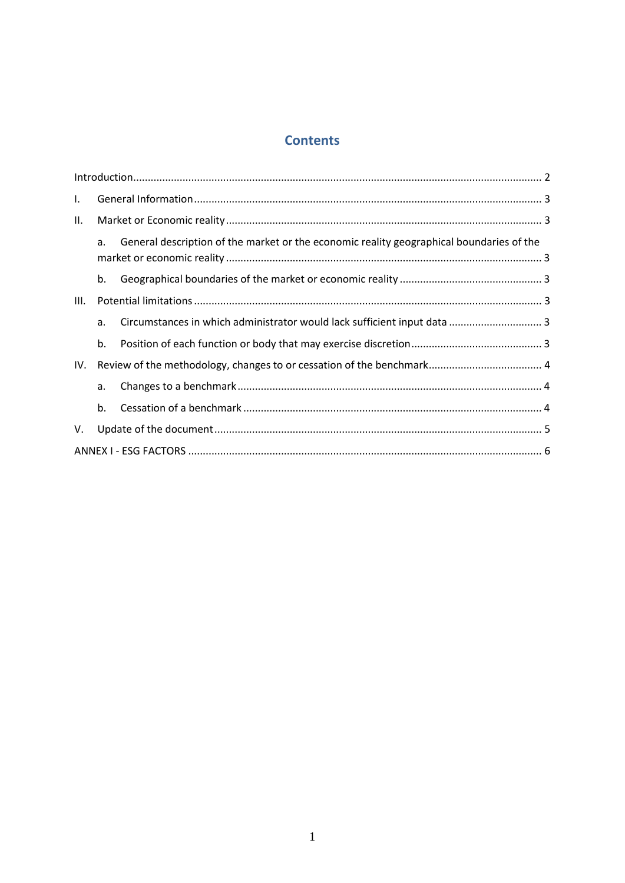# Contents

Introduction ... 2

I. General Information ... 3

II. Market or Economic reality ... 3

  a. General description of the market or the economic reality geographical boundaries of the market or economic reality ... 3

  b. Geographical boundaries of the market or economic reality ... 3

III. Potential limitations ... 3

  a. Circumstances in which administrator would lack sufficient input data ... 3

  b. Position of each function or body that may exercise discretion ... 3

IV. Review of the methodology, changes to or cessation of the benchmark ... 4

  a. Changes to a benchmark ... 4

  b. Cessation of a benchmark ... 4

V. Update of the document ... 5

ANNEX I - ESG FACTORS ... 6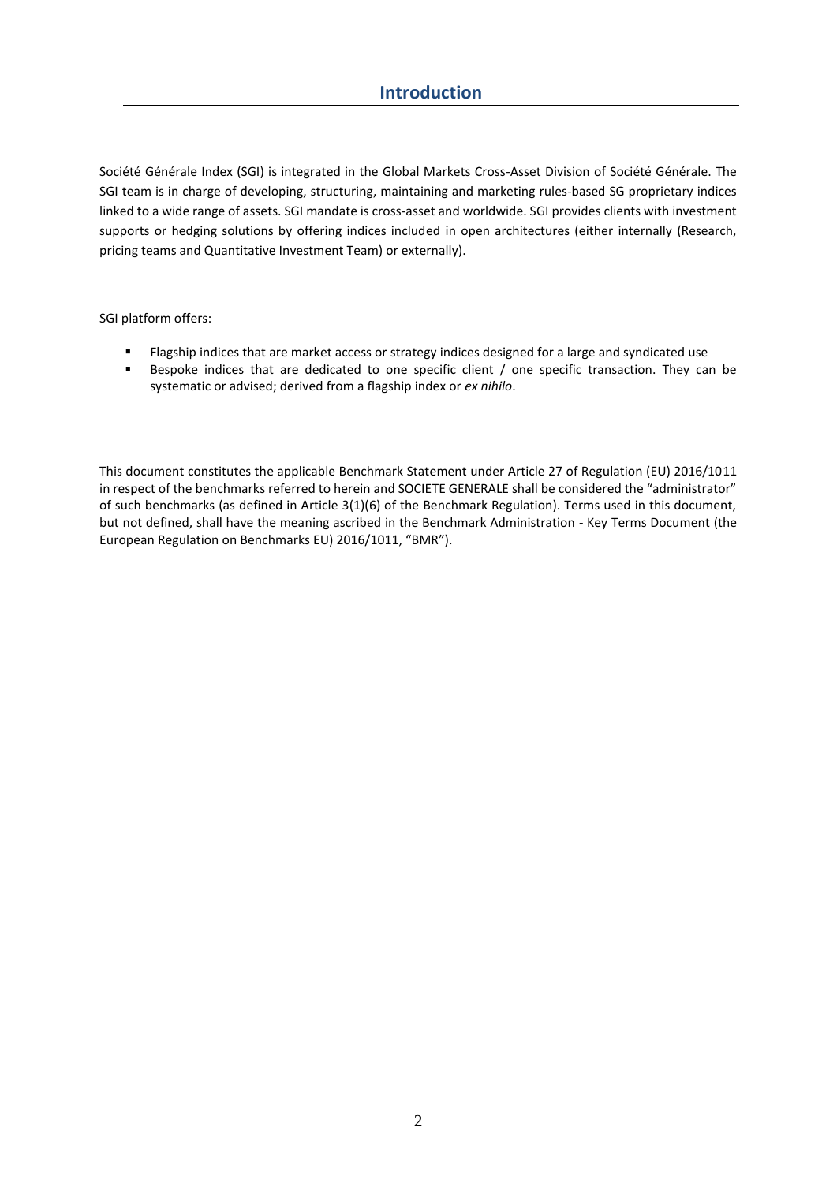# Introduction

Société Générale Index (SGI) is integrated in the Global Markets Cross-Asset Division of Société Générale. The SGI team is in charge of developing, structuring, maintaining and marketing rules-based SG proprietary indices linked to a wide range of assets. SGI mandate is cross-asset and worldwide. SGI provides clients with investment supports or hedging solutions by offering indices included in open architectures (either internally (Research, pricing teams and Quantitative Investment Team) or externally).

SGI platform offers:

- Flagship indices that are market access or strategy indices designed for a large and syndicated use
- Bespoke indices that are dedicated to one specific client / one specific transaction. They can be systematic or advised; derived from a flagship index or *ex nihilo*.

This document constitutes the applicable Benchmark Statement under Article 27 of Regulation (EU) 2016/1011 in respect of the benchmarks referred to herein and SOCIETE GENERALE shall be considered the "administrator" of such benchmarks (as defined in Article 3(1)(6) of the Benchmark Regulation). Terms used in this document, but not defined, shall have the meaning ascribed in the Benchmark Administration - Key Terms Document (the European Regulation on Benchmarks EU) 2016/1011, "BMR").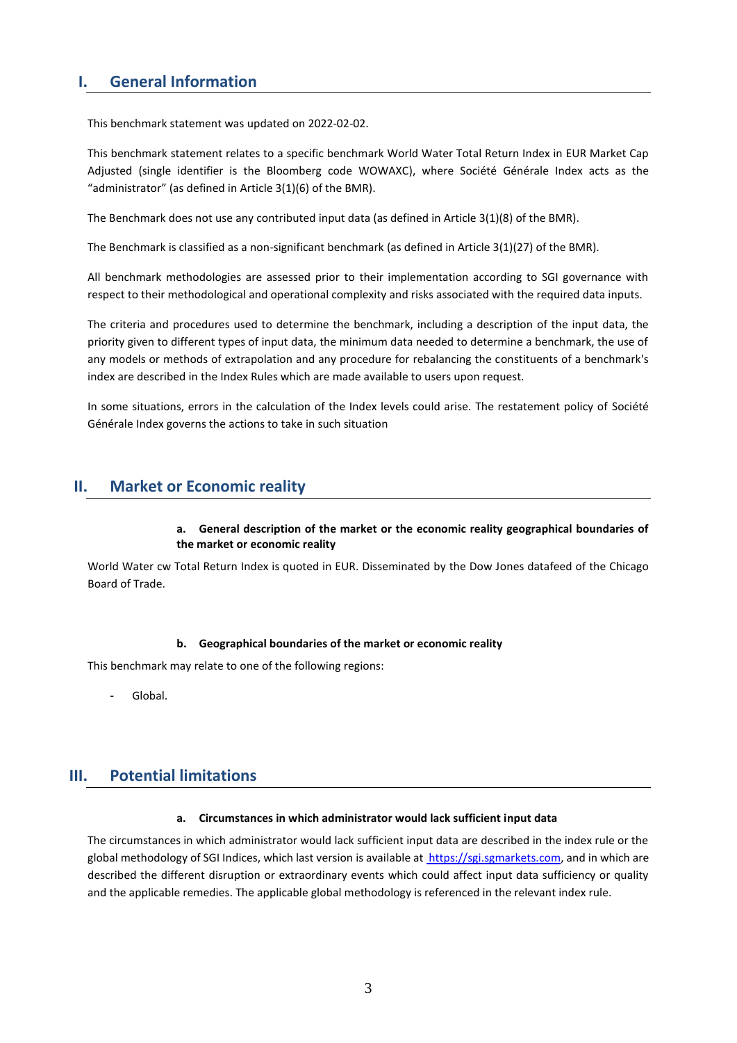## I. General Information

This benchmark statement was updated on 2022-02-02.

This benchmark statement relates to a specific benchmark World Water Total Return Index in EUR Market Cap Adjusted (single identifier is the Bloomberg code WOWAXC), where Société Générale Index acts as the "administrator" (as defined in Article 3(1)(6) of the BMR).

The Benchmark does not use any contributed input data (as defined in Article 3(1)(8) of the BMR).

The Benchmark is classified as a non-significant benchmark (as defined in Article 3(1)(27) of the BMR).

All benchmark methodologies are assessed prior to their implementation according to SGI governance with respect to their methodological and operational complexity and risks associated with the required data inputs.

The criteria and procedures used to determine the benchmark, including a description of the input data, the priority given to different types of input data, the minimum data needed to determine a benchmark, the use of any models or methods of extrapolation and any procedure for rebalancing the constituents of a benchmark's index are described in the Index Rules which are made available to users upon request.

In some situations, errors in the calculation of the Index levels could arise. The restatement policy of Société Générale Index governs the actions to take in such situation

## II. Market or Economic reality

#### a. General description of the market or the economic reality geographical boundaries of the market or economic reality

World Water cw Total Return Index is quoted in EUR. Disseminated by the Dow Jones datafeed of the Chicago Board of Trade.

#### b. Geographical boundaries of the market or economic reality

This benchmark may relate to one of the following regions:

- Global.

## III. Potential limitations

#### a. Circumstances in which administrator would lack sufficient input data

The circumstances in which administrator would lack sufficient input data are described in the index rule or the global methodology of SGI Indices, which last version is available at https://sgi.sgmarkets.com, and in which are described the different disruption or extraordinary events which could affect input data sufficiency or quality and the applicable remedies. The applicable global methodology is referenced in the relevant index rule.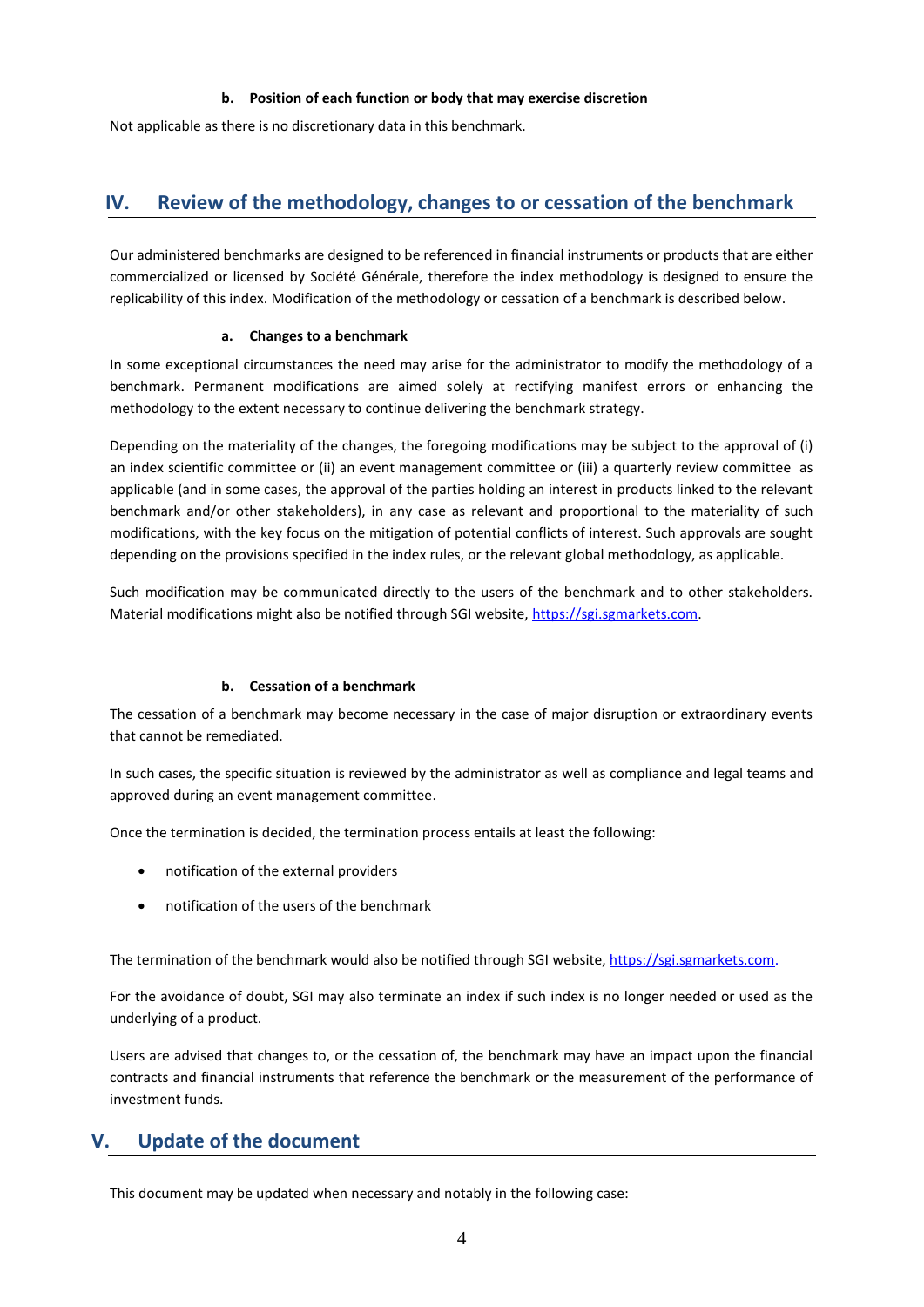#### b. Position of each function or body that may exercise discretion

Not applicable as there is no discretionary data in this benchmark.

## IV. Review of the methodology, changes to or cessation of the benchmark

Our administered benchmarks are designed to be referenced in financial instruments or products that are either commercialized or licensed by Société Générale, therefore the index methodology is designed to ensure the replicability of this index. Modification of the methodology or cessation of a benchmark is described below.

#### a. Changes to a benchmark

In some exceptional circumstances the need may arise for the administrator to modify the methodology of a benchmark. Permanent modifications are aimed solely at rectifying manifest errors or enhancing the methodology to the extent necessary to continue delivering the benchmark strategy.

Depending on the materiality of the changes, the foregoing modifications may be subject to the approval of (i) an index scientific committee or (ii) an event management committee or (iii) a quarterly review committee as applicable (and in some cases, the approval of the parties holding an interest in products linked to the relevant benchmark and/or other stakeholders), in any case as relevant and proportional to the materiality of such modifications, with the key focus on the mitigation of potential conflicts of interest. Such approvals are sought depending on the provisions specified in the index rules, or the relevant global methodology, as applicable.

Such modification may be communicated directly to the users of the benchmark and to other stakeholders. Material modifications might also be notified through SGI website, https://sgi.sgmarkets.com.

#### b. Cessation of a benchmark

The cessation of a benchmark may become necessary in the case of major disruption or extraordinary events that cannot be remediated.

In such cases, the specific situation is reviewed by the administrator as well as compliance and legal teams and approved during an event management committee.

Once the termination is decided, the termination process entails at least the following:

- notification of the external providers
- notification of the users of the benchmark

The termination of the benchmark would also be notified through SGI website, https://sgi.sgmarkets.com.

For the avoidance of doubt, SGI may also terminate an index if such index is no longer needed or used as the underlying of a product.

Users are advised that changes to, or the cessation of, the benchmark may have an impact upon the financial contracts and financial instruments that reference the benchmark or the measurement of the performance of investment funds.

## V. Update of the document

This document may be updated when necessary and notably in the following case: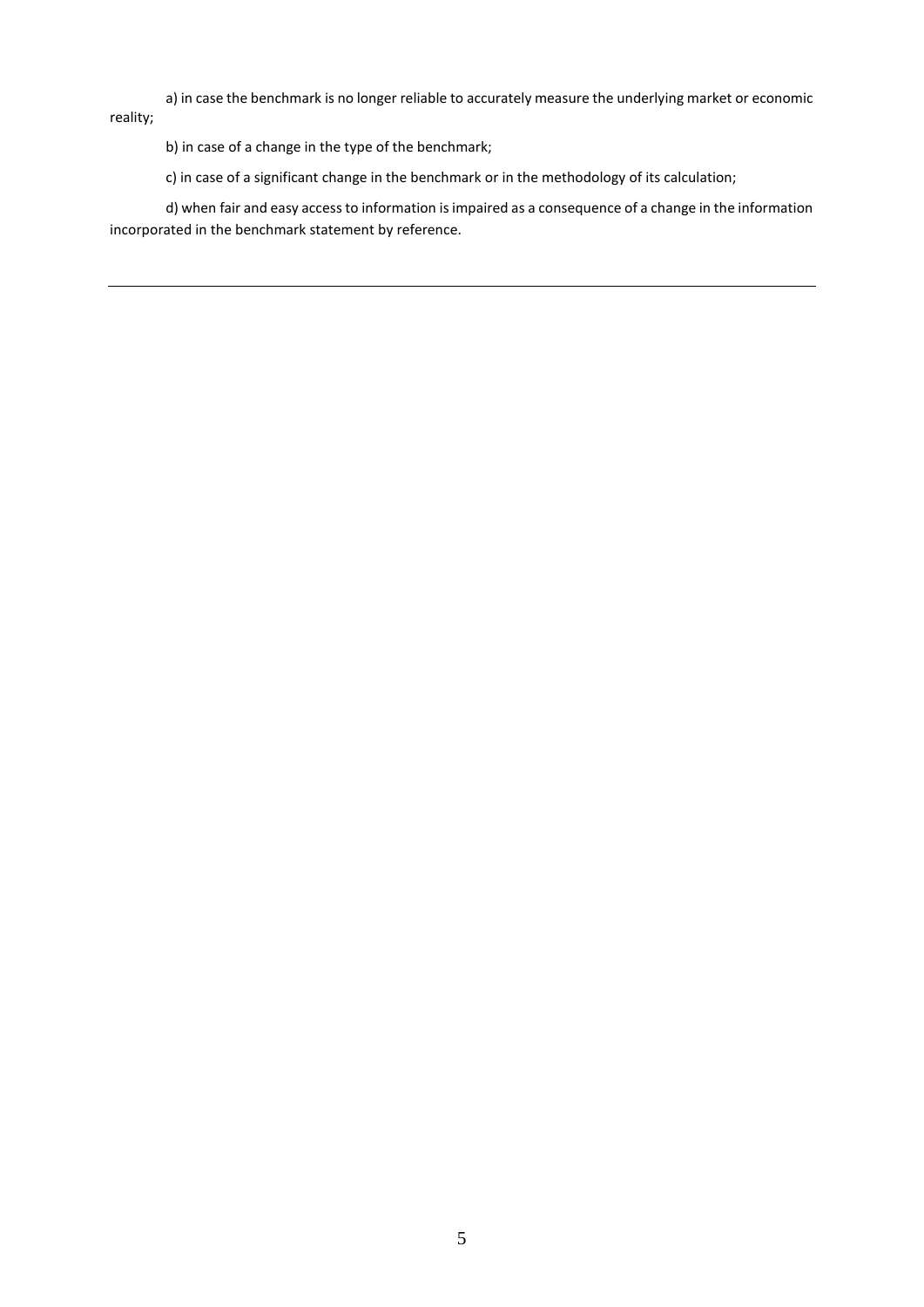a) in case the benchmark is no longer reliable to accurately measure the underlying market or economic reality;

b) in case of a change in the type of the benchmark;

c) in case of a significant change in the benchmark or in the methodology of its calculation;

d) when fair and easy access to information is impaired as a consequence of a change in the information incorporated in the benchmark statement by reference.

---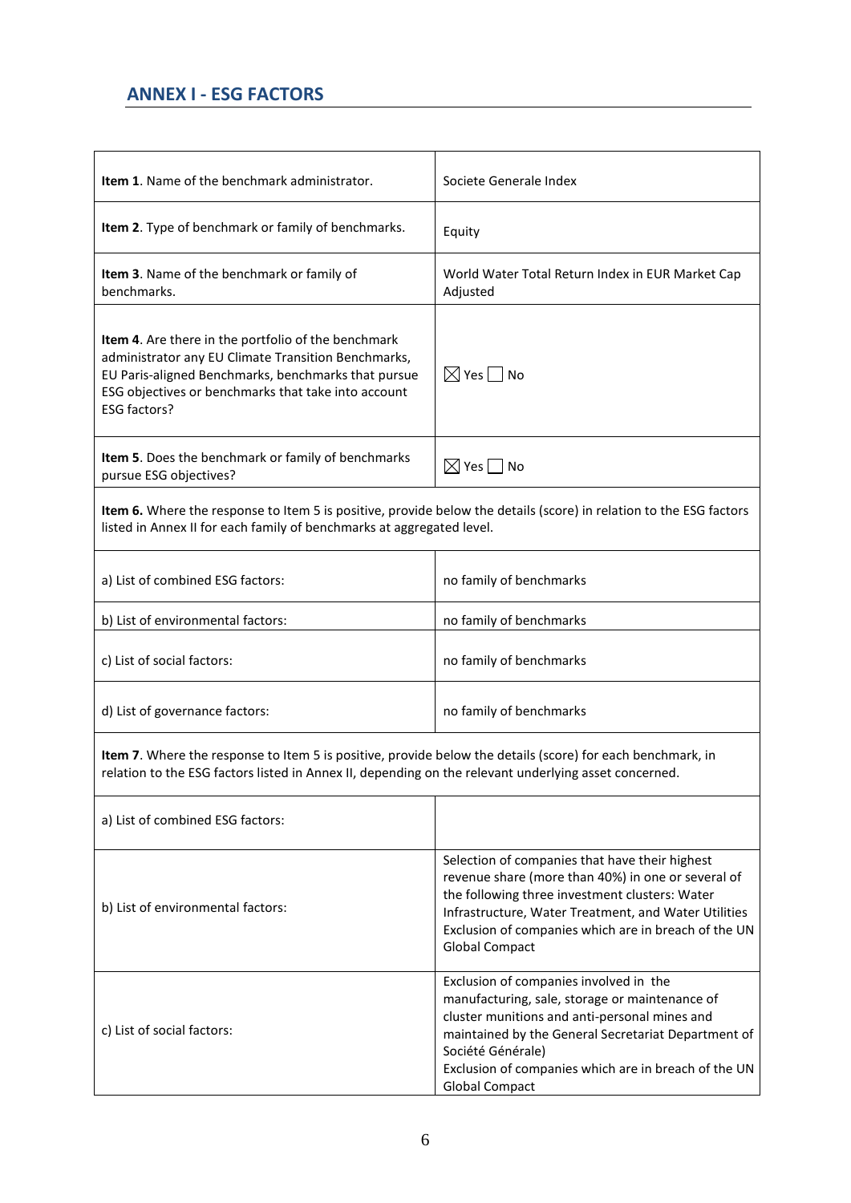## ANNEX I - ESG FACTORS

| | |
|---|---|
| **Item 1**. Name of the benchmark administrator. | Societe Generale Index |
| **Item 2**. Type of benchmark or family of benchmarks. | Equity |
| **Item 3**. Name of the benchmark or family of benchmarks. | World Water Total Return Index in EUR Market Cap Adjusted |
| **Item 4**. Are there in the portfolio of the benchmark administrator any EU Climate Transition Benchmarks, EU Paris-aligned Benchmarks, benchmarks that pursue ESG objectives or benchmarks that take into account ESG factors? | ☒ Yes ☐ No |
| **Item 5**. Does the benchmark or family of benchmarks pursue ESG objectives? | ☒ Yes ☐ No |
| **Item 6.** Where the response to Item 5 is positive, provide below the details (score) in relation to the ESG factors listed in Annex II for each family of benchmarks at aggregated level. | |
| a) List of combined ESG factors: | no family of benchmarks |
| b) List of environmental factors: | no family of benchmarks |
| c) List of social factors: | no family of benchmarks |
| d) List of governance factors: | no family of benchmarks |
| **Item 7**. Where the response to Item 5 is positive, provide below the details (score) for each benchmark, in relation to the ESG factors listed in Annex II, depending on the relevant underlying asset concerned. | |
| a) List of combined ESG factors: | |
| b) List of environmental factors: | Selection of companies that have their highest revenue share (more than 40%) in one or several of the following three investment clusters: Water Infrastructure, Water Treatment, and Water Utilities<br>Exclusion of companies which are in breach of the UN Global Compact |
| c) List of social factors: | Exclusion of companies involved in the manufacturing, sale, storage or maintenance of cluster munitions and anti-personal mines and maintained by the General Secretariat Department of Société Générale)<br>Exclusion of companies which are in breach of the UN Global Compact |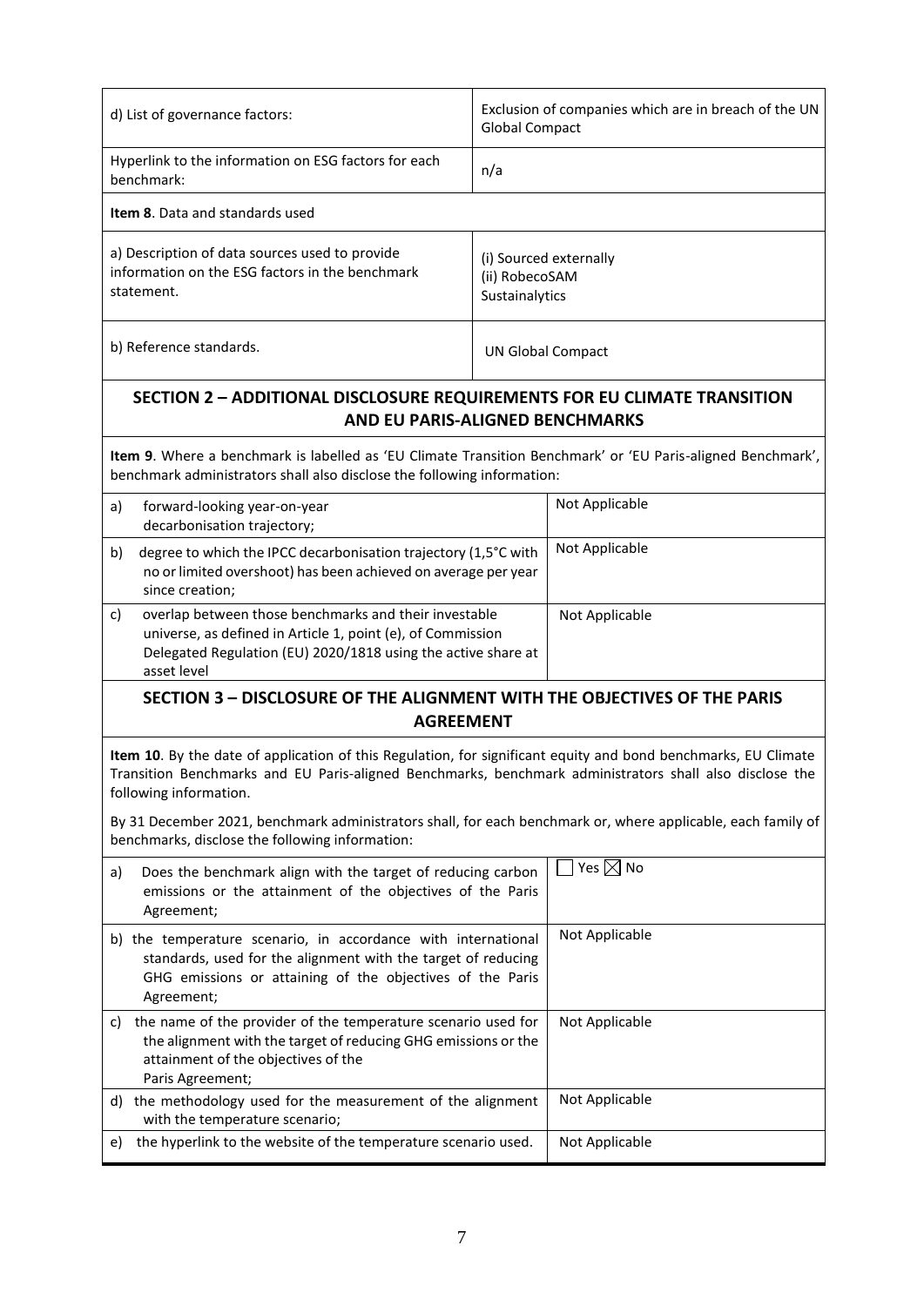| | |
|---|---|
| d) List of governance factors: | Exclusion of companies which are in breach of the UN Global Compact |
| Hyperlink to the information on ESG factors for each benchmark: | n/a |
| **Item 8**. Data and standards used | |
| a) Description of data sources used to provide information on the ESG factors in the benchmark statement. | (i) Sourced externally<br>(ii) RobecoSAM<br>Sustainalytics |
| b) Reference standards. | UN Global Compact |

## SECTION 2 – ADDITIONAL DISCLOSURE REQUIREMENTS FOR EU CLIMATE TRANSITION AND EU PARIS-ALIGNED BENCHMARKS

**Item 9**. Where a benchmark is labelled as 'EU Climate Transition Benchmark' or 'EU Paris-aligned Benchmark', benchmark administrators shall also disclose the following information:

| | |
|---|---|
| a) forward-looking year-on-year decarbonisation trajectory; | Not Applicable |
| b) degree to which the IPCC decarbonisation trajectory (1,5°C with no or limited overshoot) has been achieved on average per year since creation; | Not Applicable |
| c) overlap between those benchmarks and their investable universe, as defined in Article 1, point (e), of Commission Delegated Regulation (EU) 2020/1818 using the active share at asset level | Not Applicable |

## SECTION 3 – DISCLOSURE OF THE ALIGNMENT WITH THE OBJECTIVES OF THE PARIS AGREEMENT

**Item 10**. By the date of application of this Regulation, for significant equity and bond benchmarks, EU Climate Transition Benchmarks and EU Paris-aligned Benchmarks, benchmark administrators shall also disclose the following information.

By 31 December 2021, benchmark administrators shall, for each benchmark or, where applicable, each family of benchmarks, disclose the following information:

| | |
|---|---|
| a) Does the benchmark align with the target of reducing carbon emissions or the attainment of the objectives of the Paris Agreement; | ☐ Yes ☒ No |
| b) the temperature scenario, in accordance with international standards, used for the alignment with the target of reducing GHG emissions or attaining of the objectives of the Paris Agreement; | Not Applicable |
| c) the name of the provider of the temperature scenario used for the alignment with the target of reducing GHG emissions or the attainment of the objectives of the Paris Agreement; | Not Applicable |
| d) the methodology used for the measurement of the alignment with the temperature scenario; | Not Applicable |
| e) the hyperlink to the website of the temperature scenario used. | Not Applicable |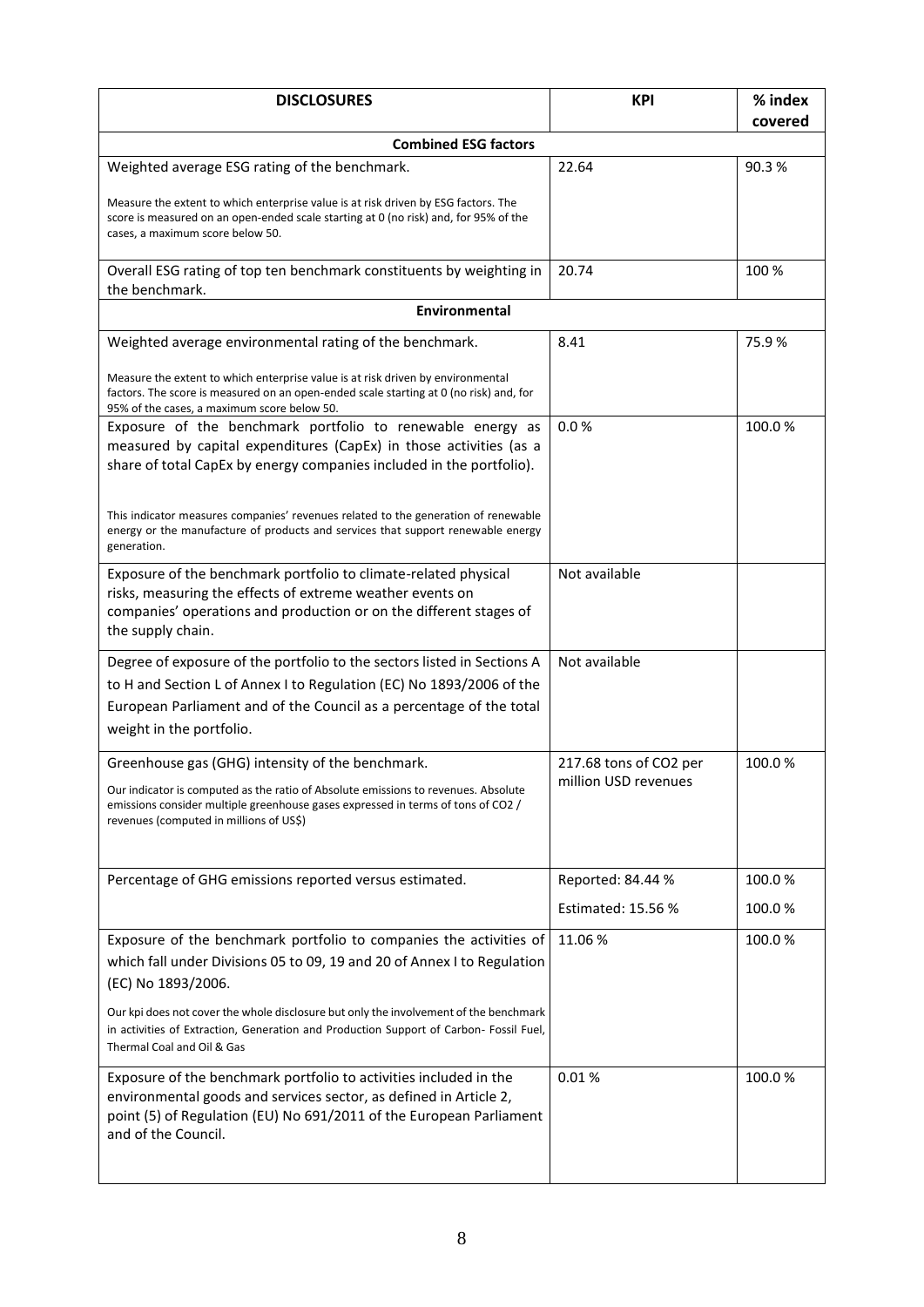| DISCLOSURES | KPI | % index covered |
|---|---|---|
| **Combined ESG factors** | | |
| Weighted average ESG rating of the benchmark.<br><br>Measure the extent to which enterprise value is at risk driven by ESG factors. The score is measured on an open-ended scale starting at 0 (no risk) and, for 95% of the cases, a maximum score below 50. | 22.64 | 90.3 % |
| Overall ESG rating of top ten benchmark constituents by weighting in the benchmark. | 20.74 | 100 % |
| **Environmental** | | |
| Weighted average environmental rating of the benchmark.<br><br>Measure the extent to which enterprise value is at risk driven by environmental factors. The score is measured on an open-ended scale starting at 0 (no risk) and, for 95% of the cases, a maximum score below 50. | 8.41 | 75.9 % |
| Exposure of the benchmark portfolio to renewable energy as measured by capital expenditures (CapEx) in those activities (as a share of total CapEx by energy companies included in the portfolio).<br><br>This indicator measures companies' revenues related to the generation of renewable energy or the manufacture of products and services that support renewable energy generation. | 0.0 % | 100.0 % |
| Exposure of the benchmark portfolio to climate-related physical risks, measuring the effects of extreme weather events on companies' operations and production or on the different stages of the supply chain. | Not available | |
| Degree of exposure of the portfolio to the sectors listed in Sections A to H and Section L of Annex I to Regulation (EC) No 1893/2006 of the European Parliament and of the Council as a percentage of the total weight in the portfolio. | Not available | |
| Greenhouse gas (GHG) intensity of the benchmark.<br><br>Our indicator is computed as the ratio of Absolute emissions to revenues. Absolute emissions consider multiple greenhouse gases expressed in terms of tons of CO2 / revenues (computed in millions of US$) | 217.68 tons of CO2 per million USD revenues | 100.0 % |
| Percentage of GHG emissions reported versus estimated. | Reported: 84.44 %<br>Estimated: 15.56 % | 100.0 %<br>100.0 % |
| Exposure of the benchmark portfolio to companies the activities of which fall under Divisions 05 to 09, 19 and 20 of Annex I to Regulation (EC) No 1893/2006.<br><br>Our kpi does not cover the whole disclosure but only the involvement of the benchmark in activities of Extraction, Generation and Production Support of Carbon- Fossil Fuel, Thermal Coal and Oil & Gas | 11.06 % | 100.0 % |
| Exposure of the benchmark portfolio to activities included in the environmental goods and services sector, as defined in Article 2, point (5) of Regulation (EU) No 691/2011 of the European Parliament and of the Council. | 0.01 % | 100.0 % |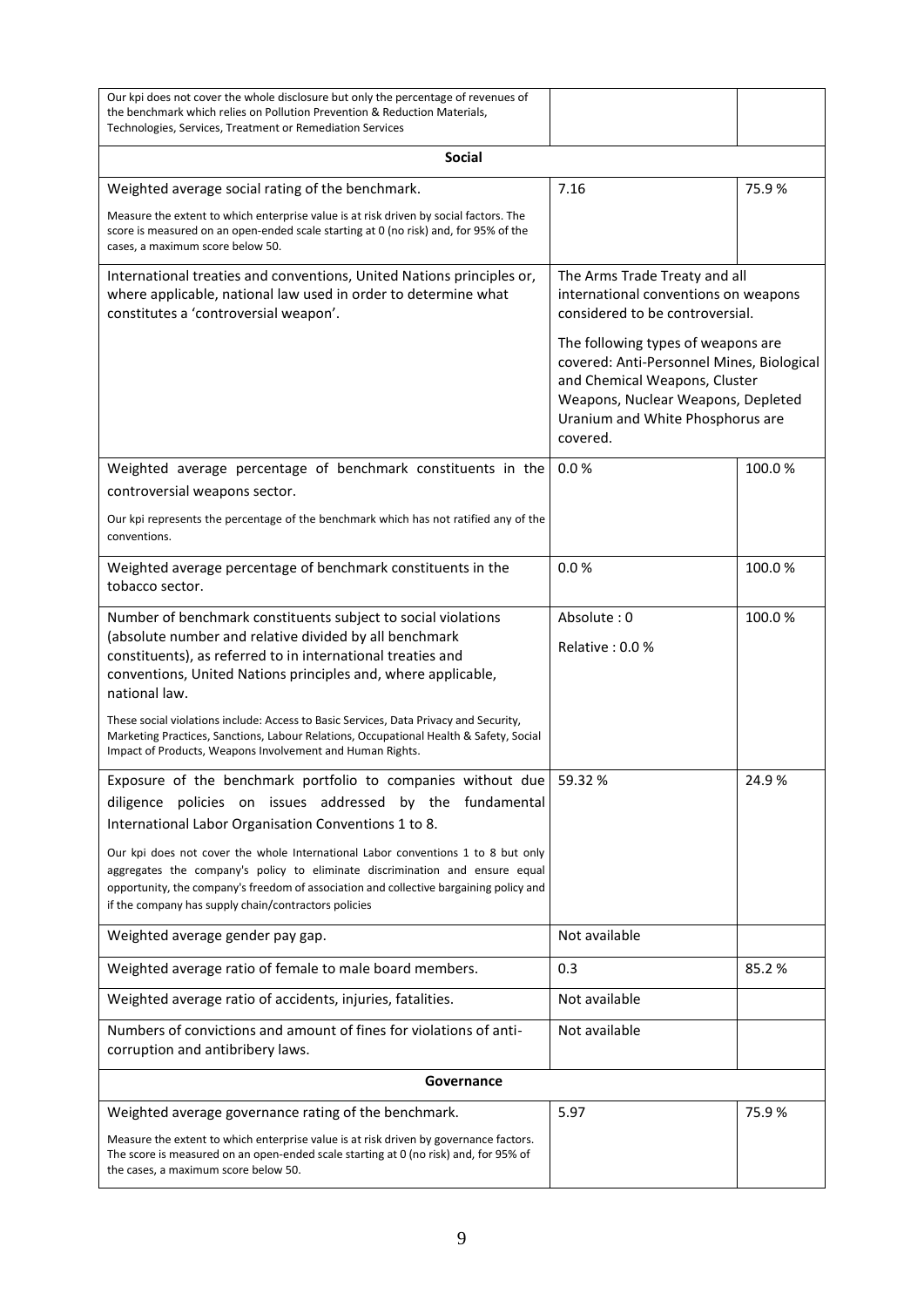| | | |
|---|---|---|
| Our kpi does not cover the whole disclosure but only the percentage of revenues of the benchmark which relies on Pollution Prevention & Reduction Materials, Technologies, Services, Treatment or Remediation Services | | |
| **Social** | | |
| Weighted average social rating of the benchmark.<br><br>Measure the extent to which enterprise value is at risk driven by social factors. The score is measured on an open-ended scale starting at 0 (no risk) and, for 95% of the cases, a maximum score below 50. | 7.16 | 75.9 % |
| International treaties and conventions, United Nations principles or, where applicable, national law used in order to determine what constitutes a 'controversial weapon'. | The Arms Trade Treaty and all international conventions on weapons considered to be controversial.<br><br>The following types of weapons are covered: Anti-Personnel Mines, Biological and Chemical Weapons, Cluster Weapons, Nuclear Weapons, Depleted Uranium and White Phosphorus are covered. | |
| Weighted average percentage of benchmark constituents in the controversial weapons sector.<br><br>Our kpi represents the percentage of the benchmark which has not ratified any of the conventions. | 0.0 % | 100.0 % |
| Weighted average percentage of benchmark constituents in the tobacco sector. | 0.0 % | 100.0 % |
| Number of benchmark constituents subject to social violations (absolute number and relative divided by all benchmark constituents), as referred to in international treaties and conventions, United Nations principles and, where applicable, national law.<br><br>These social violations include: Access to Basic Services, Data Privacy and Security, Marketing Practices, Sanctions, Labour Relations, Occupational Health & Safety, Social Impact of Products, Weapons Involvement and Human Rights. | Absolute : 0<br><br>Relative : 0.0 % | 100.0 % |
| Exposure of the benchmark portfolio to companies without due diligence policies on issues addressed by the fundamental International Labor Organisation Conventions 1 to 8.<br><br>Our kpi does not cover the whole International Labor conventions 1 to 8 but only aggregates the company's policy to eliminate discrimination and ensure equal opportunity, the company's freedom of association and collective bargaining policy and if the company has supply chain/contractors policies | 59.32 % | 24.9 % |
| Weighted average gender pay gap. | Not available | |
| Weighted average ratio of female to male board members. | 0.3 | 85.2 % |
| Weighted average ratio of accidents, injuries, fatalities. | Not available | |
| Numbers of convictions and amount of fines for violations of anti-corruption and antibribery laws. | Not available | |
| **Governance** | | |
| Weighted average governance rating of the benchmark.<br><br>Measure the extent to which enterprise value is at risk driven by governance factors. The score is measured on an open-ended scale starting at 0 (no risk) and, for 95% of the cases, a maximum score below 50. | 5.97 | 75.9 % |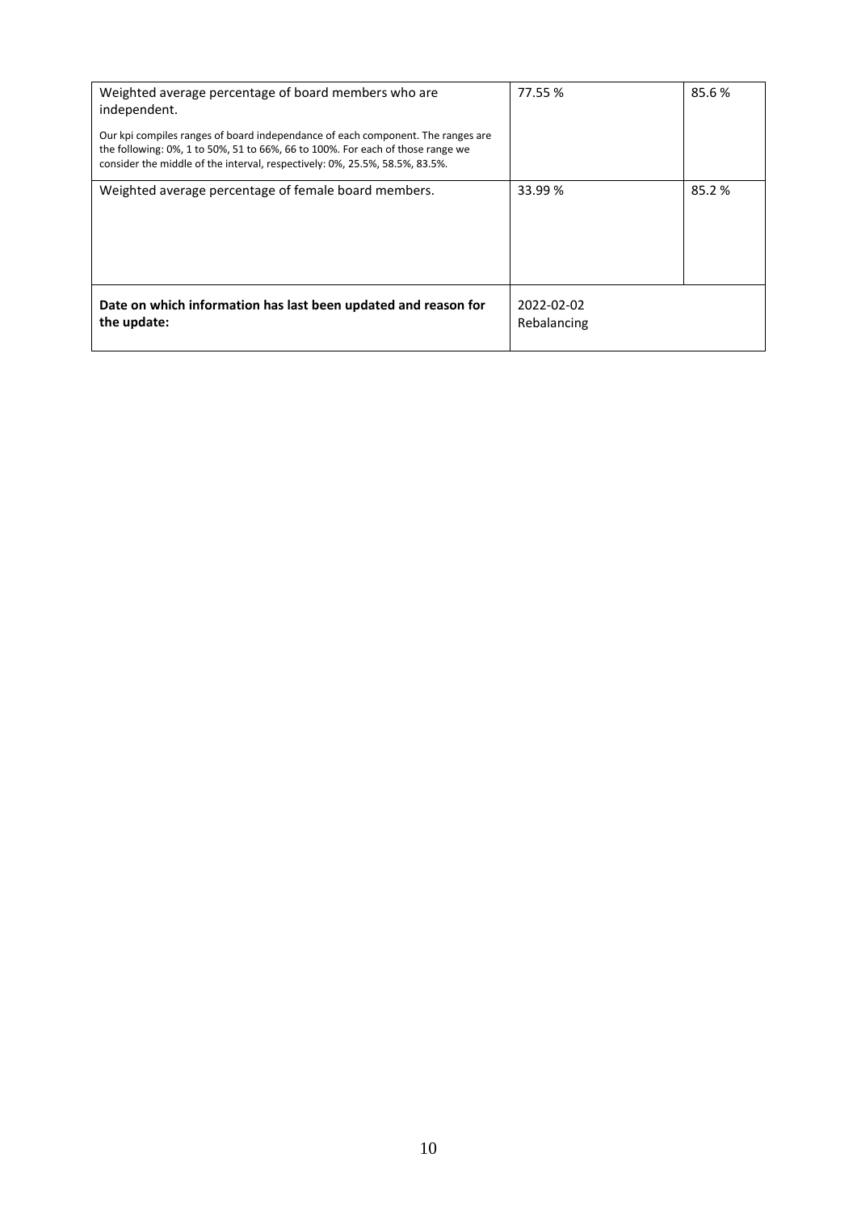| | | |
|---|---|---|
| Weighted average percentage of board members who are independent.<br><br>Our kpi compiles ranges of board independance of each component. The ranges are the following: 0%, 1 to 50%, 51 to 66%, 66 to 100%. For each of those range we consider the middle of the interval, respectively: 0%, 25.5%, 58.5%, 83.5%. | 77.55 % | 85.6 % |
| Weighted average percentage of female board members. | 33.99 % | 85.2 % |
| **Date on which information has last been updated and reason for the update:** | 2022-02-02<br>Rebalancing | |